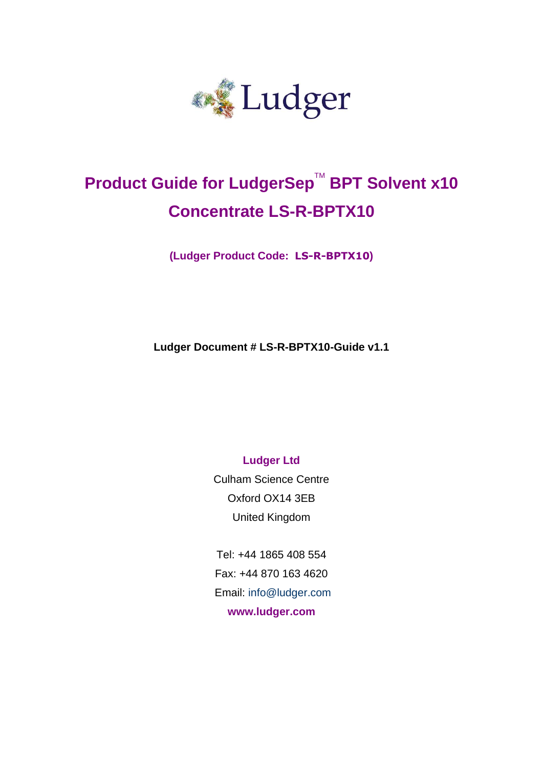Ludger

# Product Guide for LudgerSep™ BPT Solvent x10 Concentrate LS-R-BPTX10

**(Ludger Product Code: LS-R-BPTX10)**

**Ludger Document # LS-R-BPTX10-Guide v1.1**

**Ludger Ltd**

Culham Science Centre

Oxford OX14 3EB

United Kingdom

Tel: +44 1865 408 554

Fax: +44 870 163 4620

Email: info@ludger.com

**www.ludger.com**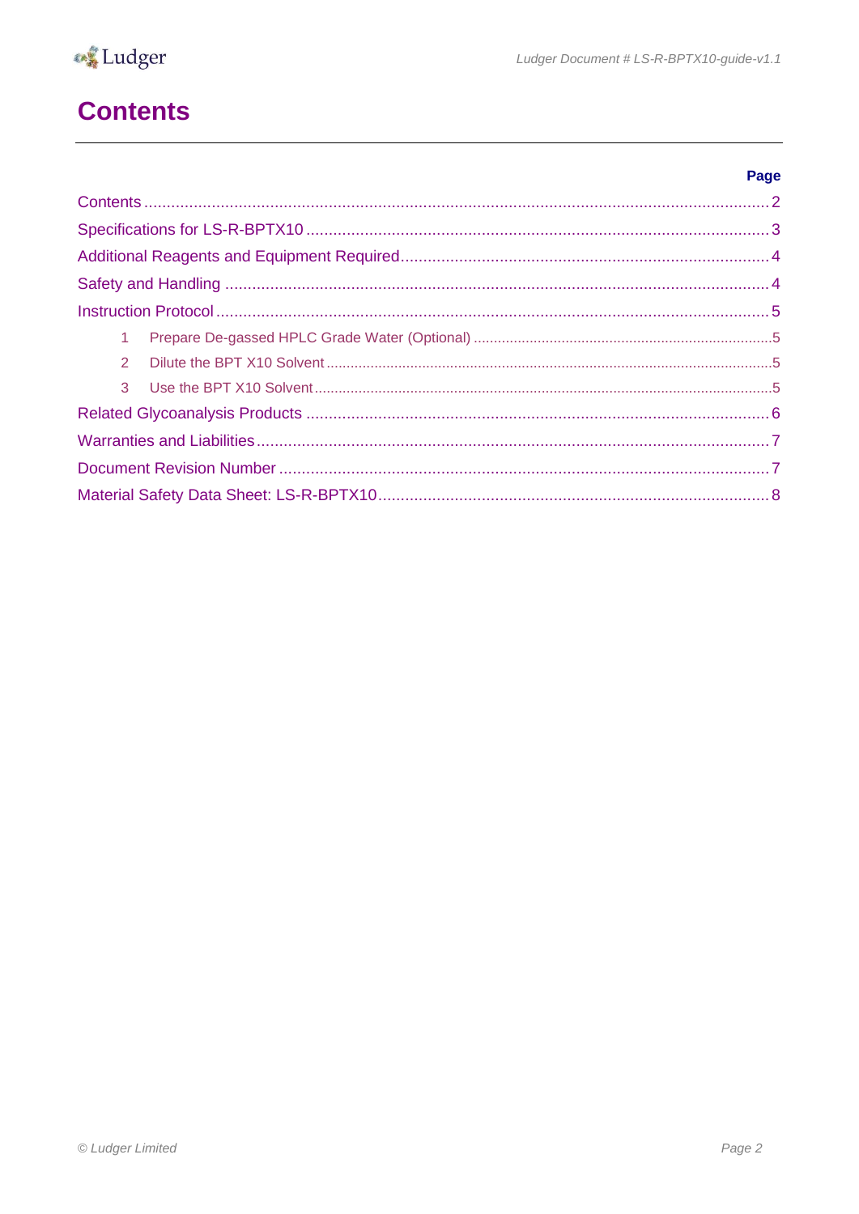# Contents

| | Page |
|---|---|
| Contents | 2 |
| Specifications for LS-R-BPTX10 | 3 |
| Additional Reagents and Equipment Required | 4 |
| Safety and Handling | 4 |
| Instruction Protocol | 5 |
| 1 Prepare De-gassed HPLC Grade Water (Optional) | 5 |
| 2 Dilute the BPT X10 Solvent | 5 |
| 3 Use the BPT X10 Solvent | 5 |
| Related Glycoanalysis Products | 6 |
| Warranties and Liabilities | 7 |
| Document Revision Number | 7 |
| Material Safety Data Sheet: LS-R-BPTX10 | 8 |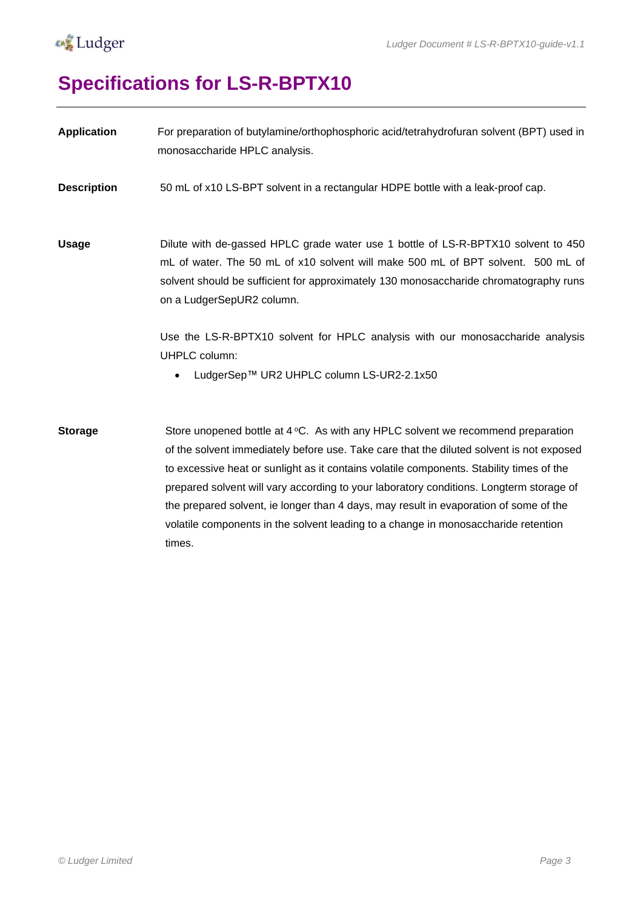# Specifications for LS-R-BPTX10

**Application**

For preparation of butylamine/orthophosphoric acid/tetrahydrofuran solvent (BPT) used in monosaccharide HPLC analysis.

**Description**

50 mL of x10 LS-BPT solvent in a rectangular HDPE bottle with a leak-proof cap.

**Usage**

Dilute with de-gassed HPLC grade water use 1 bottle of LS-R-BPTX10 solvent to 450 mL of water. The 50 mL of x10 solvent will make 500 mL of BPT solvent. 500 mL of solvent should be sufficient for approximately 130 monosaccharide chromatography runs on a LudgerSepUR2 column.

Use the LS-R-BPTX10 solvent for HPLC analysis with our monosaccharide analysis UHPLC column:

- LudgerSep™ UR2 UHPLC column LS-UR2-2.1x50

**Storage**

Store unopened bottle at 4 °C. As with any HPLC solvent we recommend preparation of the solvent immediately before use. Take care that the diluted solvent is not exposed to excessive heat or sunlight as it contains volatile components. Stability times of the prepared solvent will vary according to your laboratory conditions. Longterm storage of the prepared solvent, ie longer than 4 days, may result in evaporation of some of the volatile components in the solvent leading to a change in monosaccharide retention times.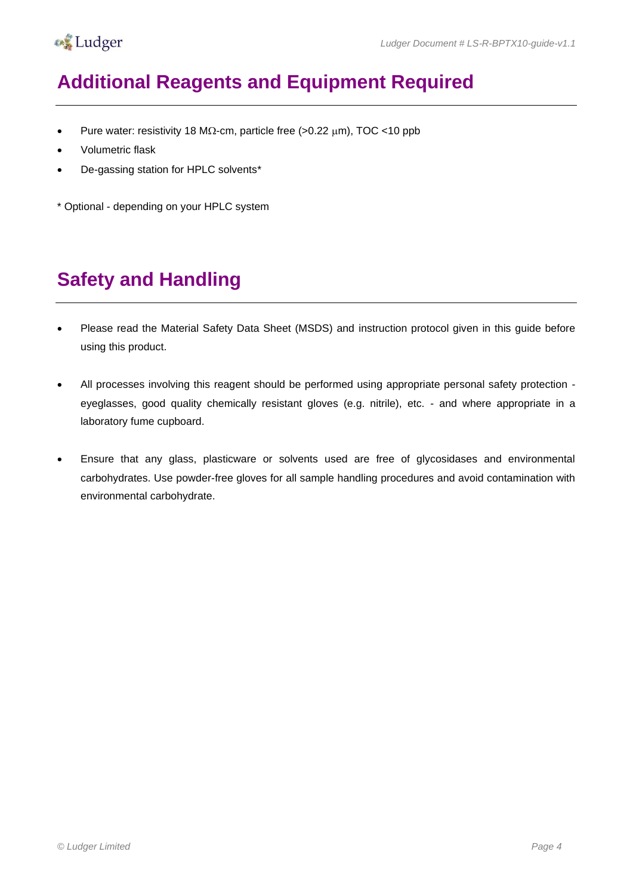## Additional Reagents and Equipment Required

- Pure water: resistivity 18 MΩ-cm, particle free (>0.22 μm), TOC <10 ppb
- Volumetric flask
- De-gassing station for HPLC solvents*

* Optional - depending on your HPLC system

## Safety and Handling

- Please read the Material Safety Data Sheet (MSDS) and instruction protocol given in this guide before using this product.

- All processes involving this reagent should be performed using appropriate personal safety protection - eyeglasses, good quality chemically resistant gloves (e.g. nitrile), etc. - and where appropriate in a laboratory fume cupboard.

- Ensure that any glass, plasticware or solvents used are free of glycosidases and environmental carbohydrates. Use powder-free gloves for all sample handling procedures and avoid contamination with environmental carbohydrate.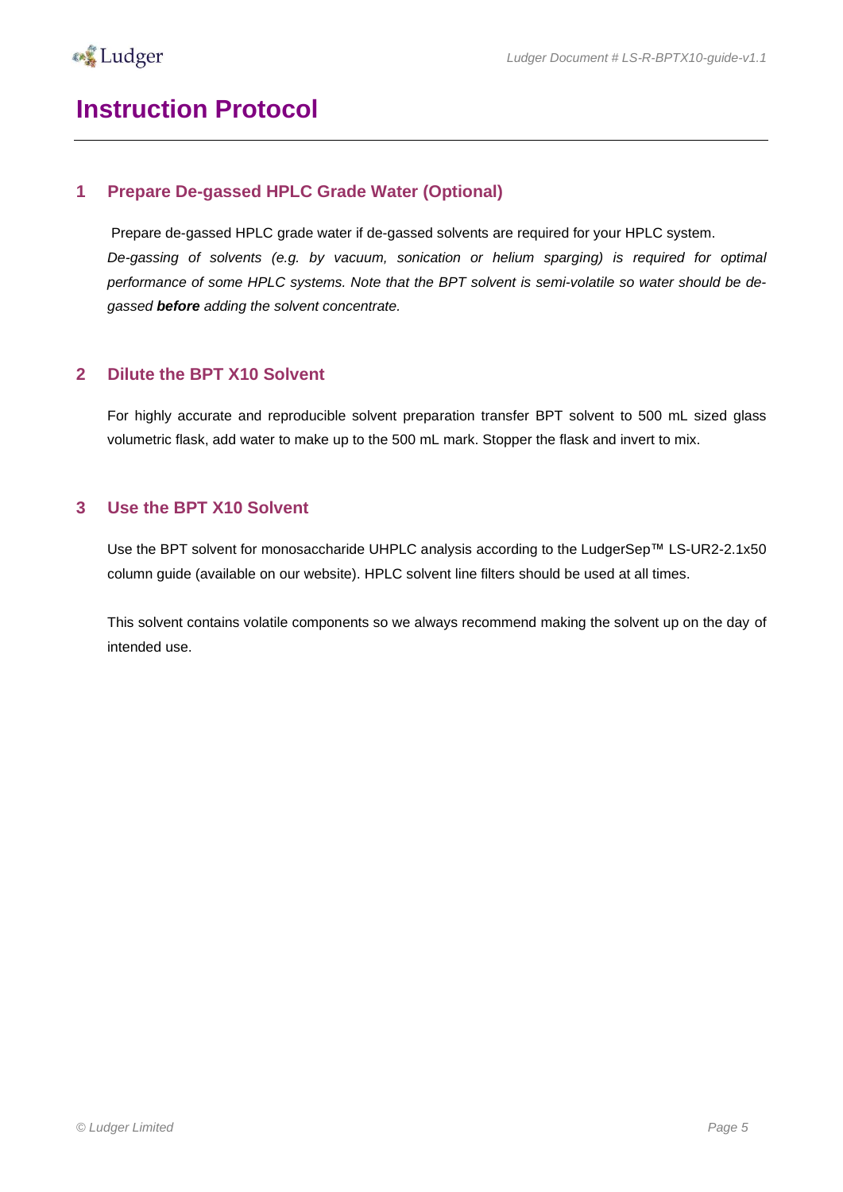# Instruction Protocol

## 1 Prepare De-gassed HPLC Grade Water (Optional)

Prepare de-gassed HPLC grade water if de-gassed solvents are required for your HPLC system.

*De-gassing of solvents (e.g. by vacuum, sonication or helium sparging) is required for optimal performance of some HPLC systems. Note that the BPT solvent is semi-volatile so water should be de-gassed* ***before*** *adding the solvent concentrate.*

## 2 Dilute the BPT X10 Solvent

For highly accurate and reproducible solvent preparation transfer BPT solvent to 500 mL sized glass volumetric flask, add water to make up to the 500 mL mark. Stopper the flask and invert to mix.

## 3 Use the BPT X10 Solvent

Use the BPT solvent for monosaccharide UHPLC analysis according to the LudgerSep™ LS-UR2-2.1x50 column guide (available on our website). HPLC solvent line filters should be used at all times.

This solvent contains volatile components so we always recommend making the solvent up on the day of intended use.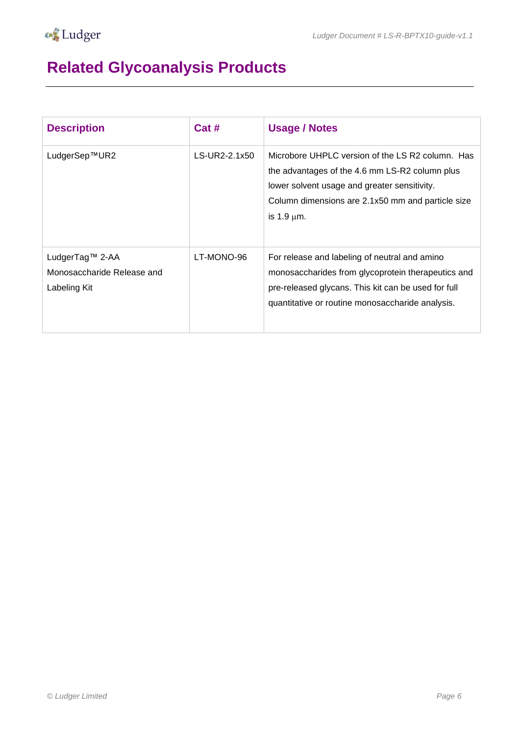# Related Glycoanalysis Products

| Description | Cat # | Usage / Notes |
|---|---|---|
| LudgerSep™UR2 | LS-UR2-2.1x50 | Microbore UHPLC version of the LS R2 column. Has the advantages of the 4.6 mm LS-R2 column plus lower solvent usage and greater sensitivity. Column dimensions are 2.1x50 mm and particle size is 1.9 μm. |
| LudgerTag™ 2-AA Monosaccharide Release and Labeling Kit | LT-MONO-96 | For release and labeling of neutral and amino monosaccharides from glycoprotein therapeutics and pre-released glycans. This kit can be used for full quantitative or routine monosaccharide analysis. |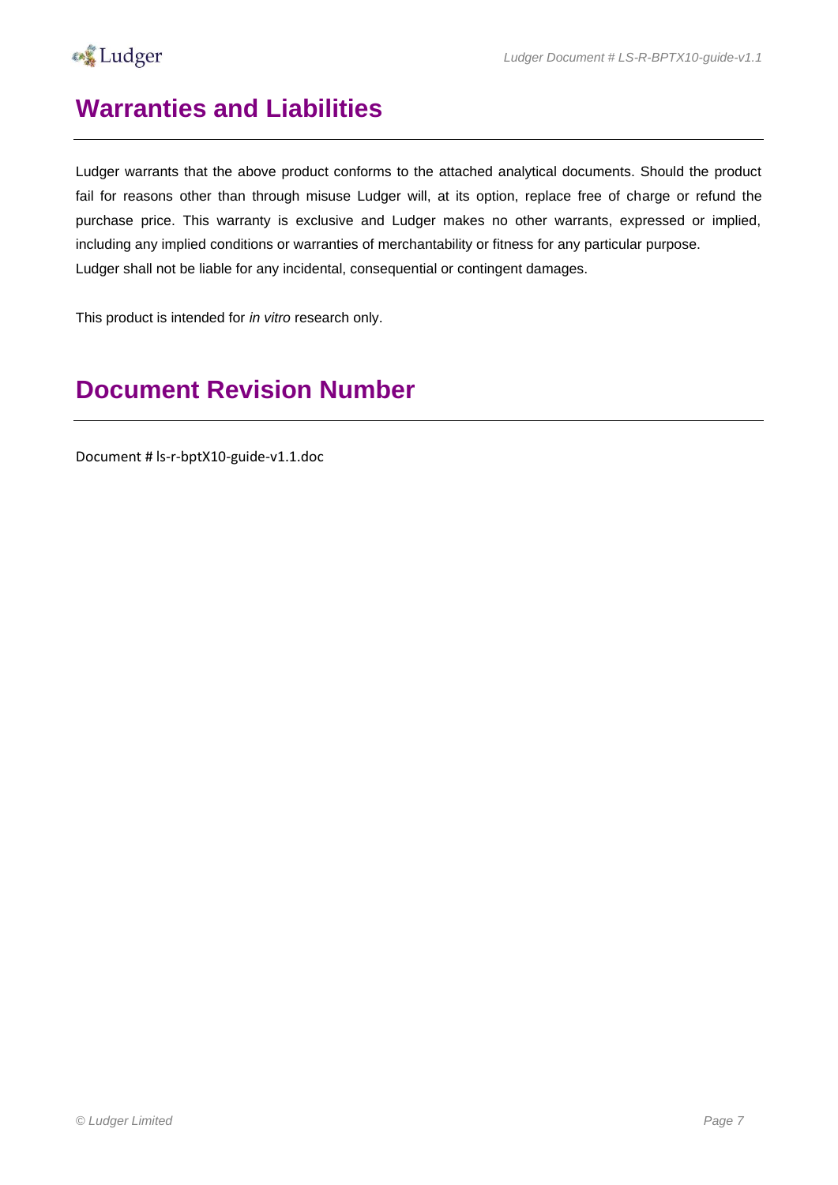# Warranties and Liabilities

Ludger warrants that the above product conforms to the attached analytical documents. Should the product fail for reasons other than through misuse Ludger will, at its option, replace free of charge or refund the purchase price. This warranty is exclusive and Ludger makes no other warrants, expressed or implied, including any implied conditions or warranties of merchantability or fitness for any particular purpose.
Ludger shall not be liable for any incidental, consequential or contingent damages.

This product is intended for *in vitro* research only.

# Document Revision Number

Document # ls-r-bptX10-guide-v1.1.doc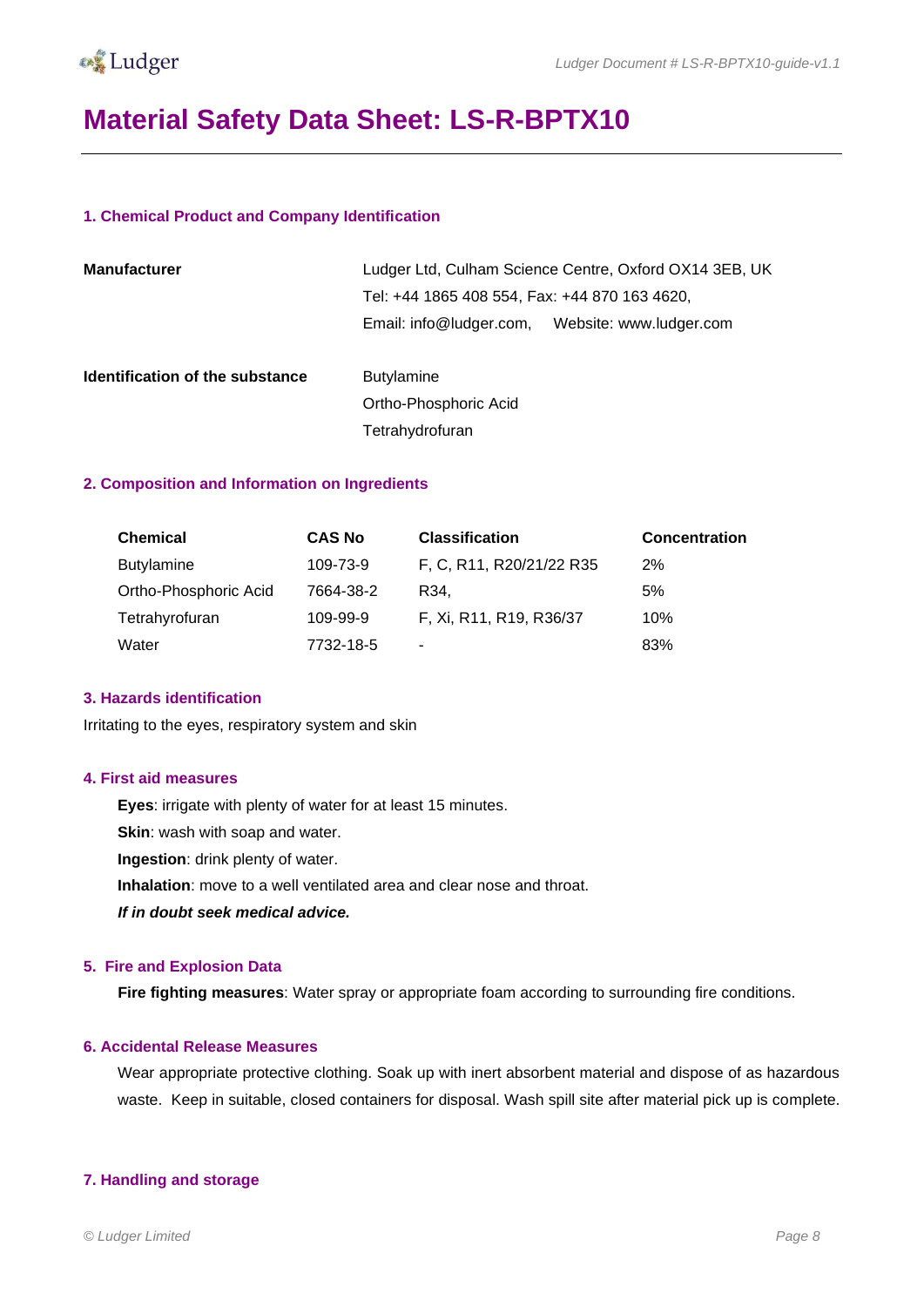# Material Safety Data Sheet: LS-R-BPTX10

### 1. Chemical Product and Company Identification

**Manufacturer**

Ludger Ltd, Culham Science Centre, Oxford OX14 3EB, UK
Tel: +44 1865 408 554, Fax: +44 870 163 4620,
Email: info@ludger.com,  Website: www.ludger.com

**Identification of the substance**

Butylamine
Ortho-Phosphoric Acid
Tetrahydrofuran

### 2. Composition and Information on Ingredients

| Chemical | CAS No | Classification | Concentration |
|---|---|---|---|
| Butylamine | 109-73-9 | F, C, R11, R20/21/22 R35 | 2% |
| Ortho-Phosphoric Acid | 7664-38-2 | R34, | 5% |
| Tetrahydrofuran | 109-99-9 | F, Xi, R11, R19, R36/37 | 10% |
| Water | 7732-18-5 | - | 83% |

### 3. Hazards identification

Irritating to the eyes, respiratory system and skin

### 4. First aid measures

**Eyes**: irrigate with plenty of water for at least 15 minutes.

**Skin**: wash with soap and water.

**Ingestion**: drink plenty of water.

**Inhalation**: move to a well ventilated area and clear nose and throat.

***If in doubt seek medical advice.***

### 5. Fire and Explosion Data

**Fire fighting measures**: Water spray or appropriate foam according to surrounding fire conditions.

### 6. Accidental Release Measures

Wear appropriate protective clothing. Soak up with inert absorbent material and dispose of as hazardous waste. Keep in suitable, closed containers for disposal. Wash spill site after material pick up is complete.

### 7. Handling and storage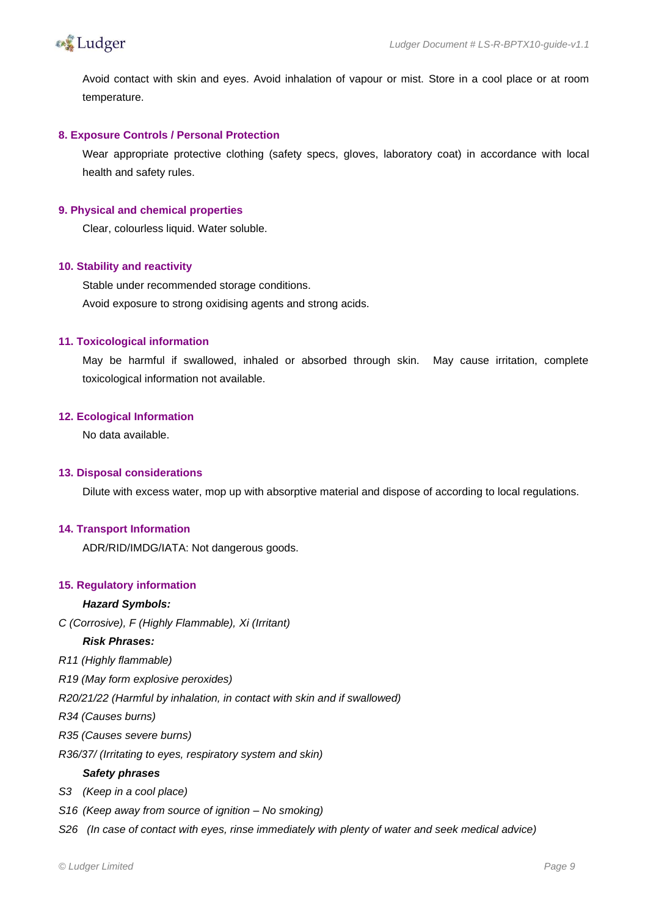Avoid contact with skin and eyes. Avoid inhalation of vapour or mist. Store in a cool place or at room temperature.

#### 8. Exposure Controls / Personal Protection

Wear appropriate protective clothing (safety specs, gloves, laboratory coat) in accordance with local health and safety rules.

#### 9. Physical and chemical properties

Clear, colourless liquid. Water soluble.

#### 10. Stability and reactivity

Stable under recommended storage conditions.

Avoid exposure to strong oxidising agents and strong acids.

#### 11. Toxicological information

May be harmful if swallowed, inhaled or absorbed through skin. May cause irritation, complete toxicological information not available.

#### 12. Ecological Information

No data available.

#### 13. Disposal considerations

Dilute with excess water, mop up with absorptive material and dispose of according to local regulations.

#### 14. Transport Information

ADR/RID/IMDG/IATA: Not dangerous goods.

#### 15. Regulatory information

***Hazard Symbols:***

*C (Corrosive), F (Highly Flammable), Xi (Irritant)*

***Risk Phrases:***

*R11 (Highly flammable)*

*R19 (May form explosive peroxides)*

*R20/21/22 (Harmful by inhalation, in contact with skin and if swallowed)*

*R34 (Causes burns)*

*R35 (Causes severe burns)*

*R36/37/ (Irritating to eyes, respiratory system and skin)*

***Safety phrases***

*S3 (Keep in a cool place)*

*S16 (Keep away from source of ignition – No smoking)*

*S26 (In case of contact with eyes, rinse immediately with plenty of water and seek medical advice)*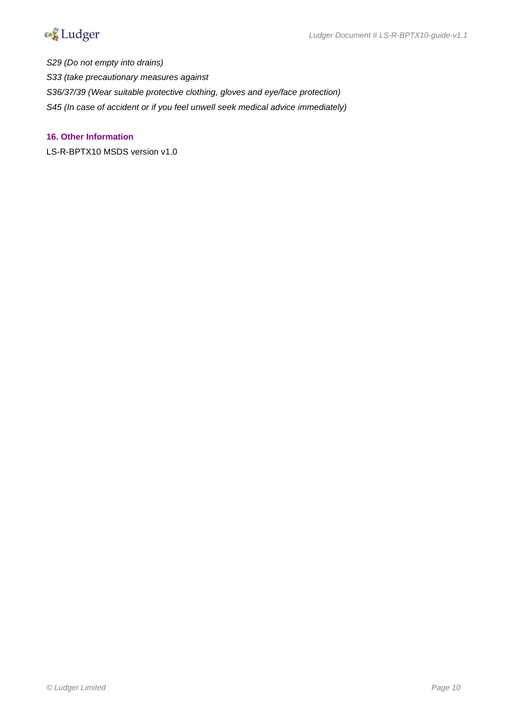*S29 (Do not empty into drains)*

*S33 (take precautionary measures against*

*S36/37/39 (Wear suitable protective clothing, gloves and eye/face protection)*

*S45 (In case of accident or if you feel unwell seek medical advice immediately)*

## 16. Other Information

LS-R-BPTX10 MSDS version v1.0